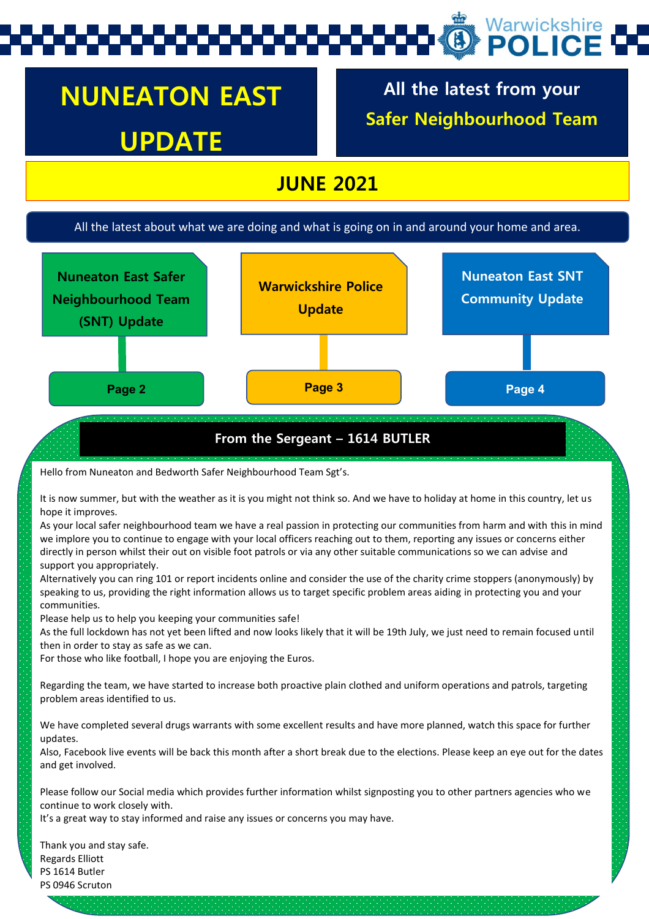Warwickshire POLICE

# NUNEATON EAST UPDATE

## All the latest from your Safer Neighbourhood Team

## JUNE 2021

All the latest about what we are doing and what is going on in and around your home and area.

**Nuneaton East Safer Neighbourhood Team (SNT) Update** — Page 2

**Warwickshire Police Update** — Page 3

**Nuneaton East SNT Community Update** — Page 4

### From the Sergeant – 1614 BUTLER

Hello from Nuneaton and Bedworth Safer Neighbourhood Team Sgt's.

It is now summer, but with the weather as it is you might not think so. And we have to holiday at home in this country, let us hope it improves.

As your local safer neighbourhood team we have a real passion in protecting our communities from harm and with this in mind we implore you to continue to engage with your local officers reaching out to them, reporting any issues or concerns either directly in person whilst their out on visible foot patrols or via any other suitable communications so we can advise and support you appropriately.

Alternatively you can ring 101 or report incidents online and consider the use of the charity crime stoppers (anonymously) by speaking to us, providing the right information allows us to target specific problem areas aiding in protecting you and your communities.

Please help us to help you keeping your communities safe!

As the full lockdown has not yet been lifted and now looks likely that it will be 19th July, we just need to remain focused until then in order to stay as safe as we can.

For those who like football, I hope you are enjoying the Euros.

Regarding the team, we have started to increase both proactive plain clothed and uniform operations and patrols, targeting problem areas identified to us.

We have completed several drugs warrants with some excellent results and have more planned, watch this space for further updates.

Also, Facebook live events will be back this month after a short break due to the elections. Please keep an eye out for the dates and get involved.

Please follow our Social media which provides further information whilst signposting you to other partners agencies who we continue to work closely with.

It's a great way to stay informed and raise any issues or concerns you may have.

Thank you and stay safe.
Regards Elliott
PS 1614 Butler
PS 0946 Scruton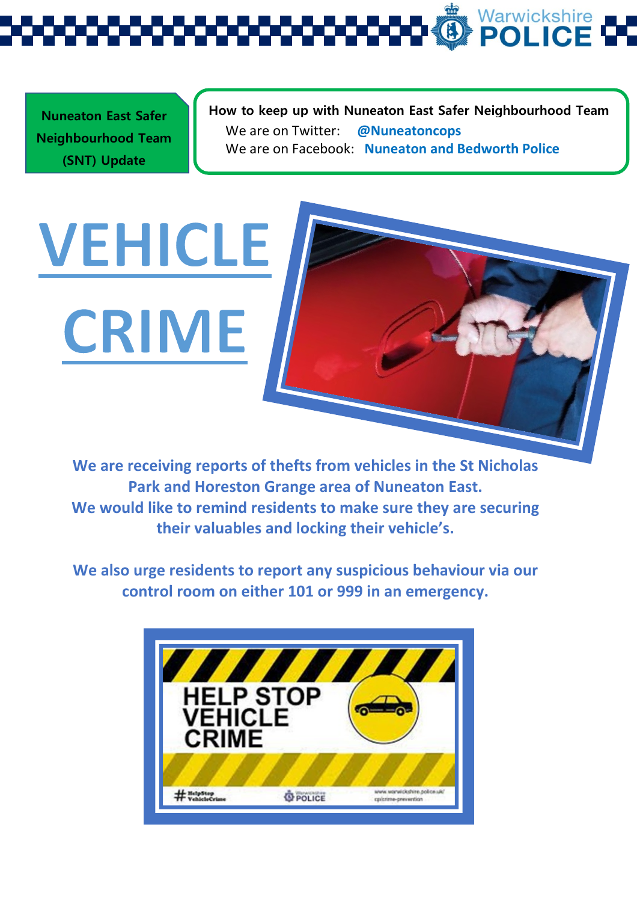**Nuneaton East Safer Neighbourhood Team (SNT) Update**

**How to keep up with Nuneaton East Safer Neighbourhood Team**

We are on Twitter: **@Nuneatoncops**

We are on Facebook: **Nuneaton and Bedworth Police**

# VEHICLE CRIME

**We are receiving reports of thefts from vehicles in the St Nicholas Park and Horeston Grange area of Nuneaton East.**

**We would like to remind residents to make sure they are securing their valuables and locking their vehicle's.**

**We also urge residents to report any suspicious behaviour via our control room on either 101 or 999 in an emergency.**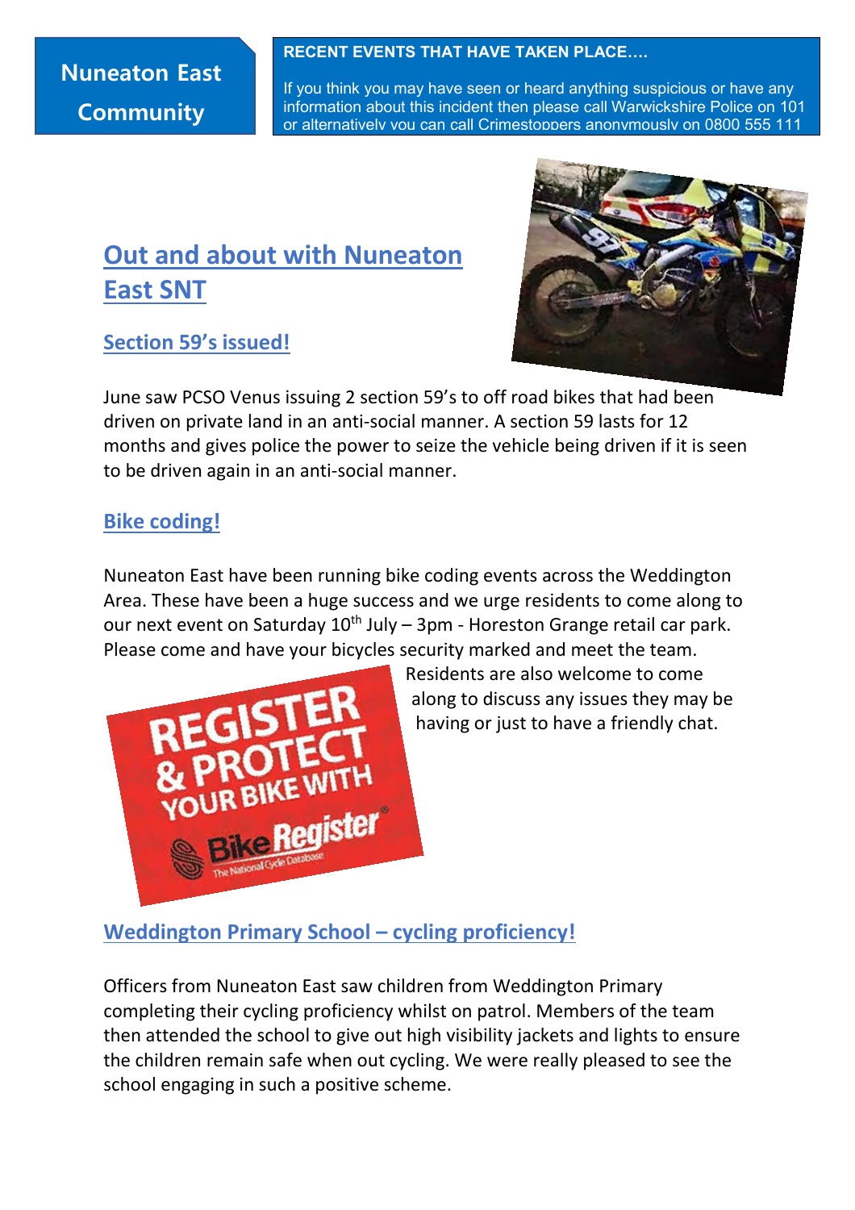Nuneaton East Community

**RECENT EVENTS THAT HAVE TAKEN PLACE….**

If you think you may have seen or heard anything suspicious or have any information about this incident then please call Warwickshire Police on 101 or alternatively you can call Crimestoppers anonymously on 0800 555 111

# Out and about with Nuneaton East SNT

## Section 59's issued!

June saw PCSO Venus issuing 2 section 59's to off road bikes that had been driven on private land in an anti-social manner. A section 59 lasts for 12 months and gives police the power to seize the vehicle being driven if it is seen to be driven again in an anti-social manner.

## Bike coding!

Nuneaton East have been running bike coding events across the Weddington Area. These have been a huge success and we urge residents to come along to our next event on Saturday 10th July – 3pm - Horeston Grange retail car park. Please come and have your bicycles security marked and meet the team. Residents are also welcome to come along to discuss any issues they may be having or just to have a friendly chat.

REGISTER & PROTECT YOUR BIKE WITH BikeRegister® The National Cycle Database

## Weddington Primary School – cycling proficiency!

Officers from Nuneaton East saw children from Weddington Primary completing their cycling proficiency whilst on patrol. Members of the team then attended the school to give out high visibility jackets and lights to ensure the children remain safe when out cycling. We were really pleased to see the school engaging in such a positive scheme.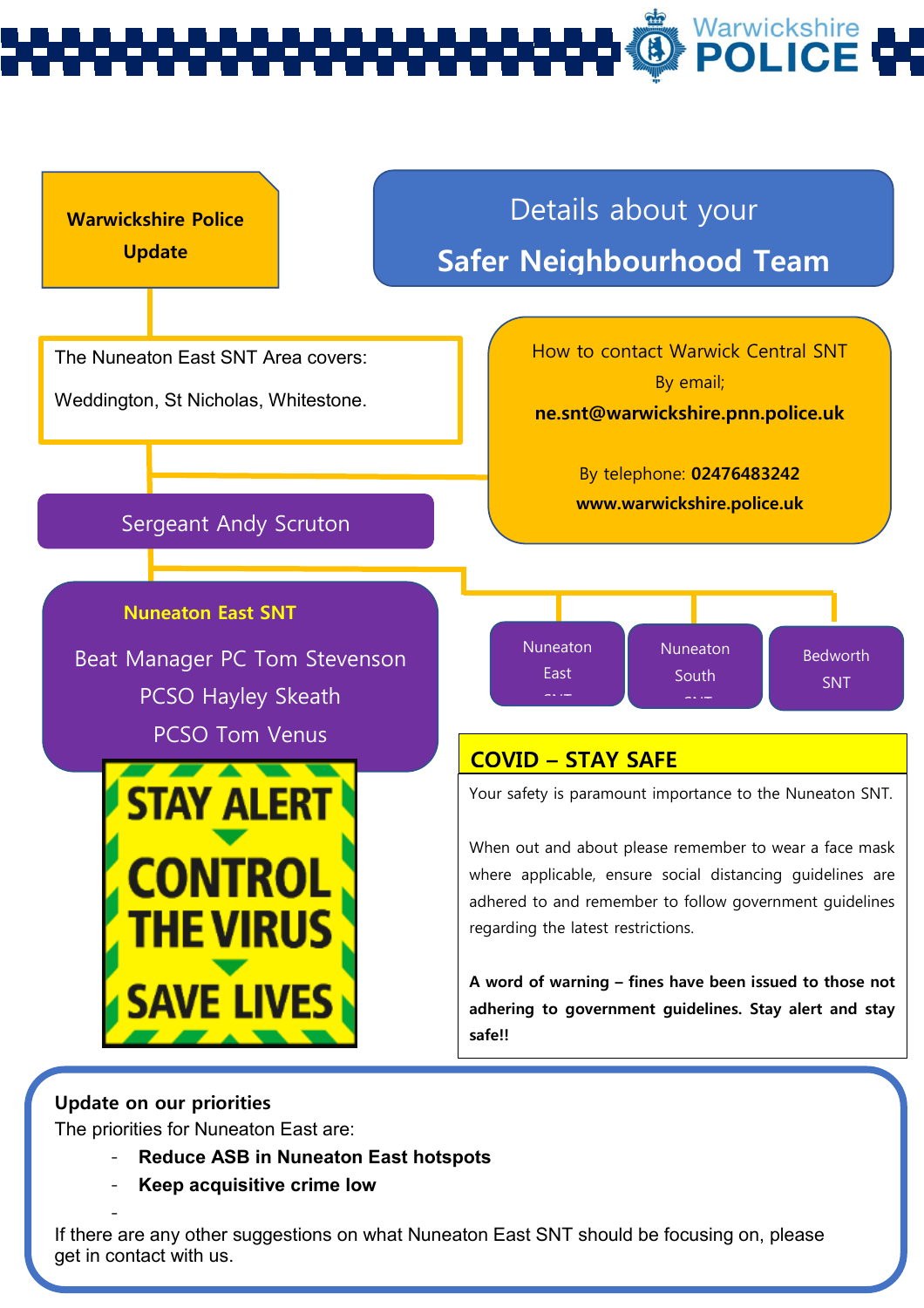**Warwickshire Police Update**

# Details about your Safer Neighbourhood Team

The Nuneaton East SNT Area covers:

Weddington, St Nicholas, Whitestone.

How to contact Warwick Central SNT

By email;

**ne.snt@warwickshire.pnn.police.uk**

By telephone: **02476483242**

**www.warwickshire.police.uk**

Sergeant Andy Scruton

**Nuneaton East SNT**

Beat Manager PC Tom Stevenson

PCSO Hayley Skeath

PCSO Tom Venus

Nuneaton East SNT

Nuneaton South SNT

Bedworth SNT

STAY ALERT

CONTROL THE VIRUS

SAVE LIVES

## COVID – STAY SAFE

Your safety is paramount importance to the Nuneaton SNT.

When out and about please remember to wear a face mask where applicable, ensure social distancing guidelines are adhered to and remember to follow government guidelines regarding the latest restrictions.

**A word of warning – fines have been issued to those not adhering to government guidelines. Stay alert and stay safe!!**

**Update on our priorities**

The priorities for Nuneaton East are:

- **Reduce ASB in Nuneaton East hotspots**
- **Keep acquisitive crime low**
-

If there are any other suggestions on what Nuneaton East SNT should be focusing on, please get in contact with us.